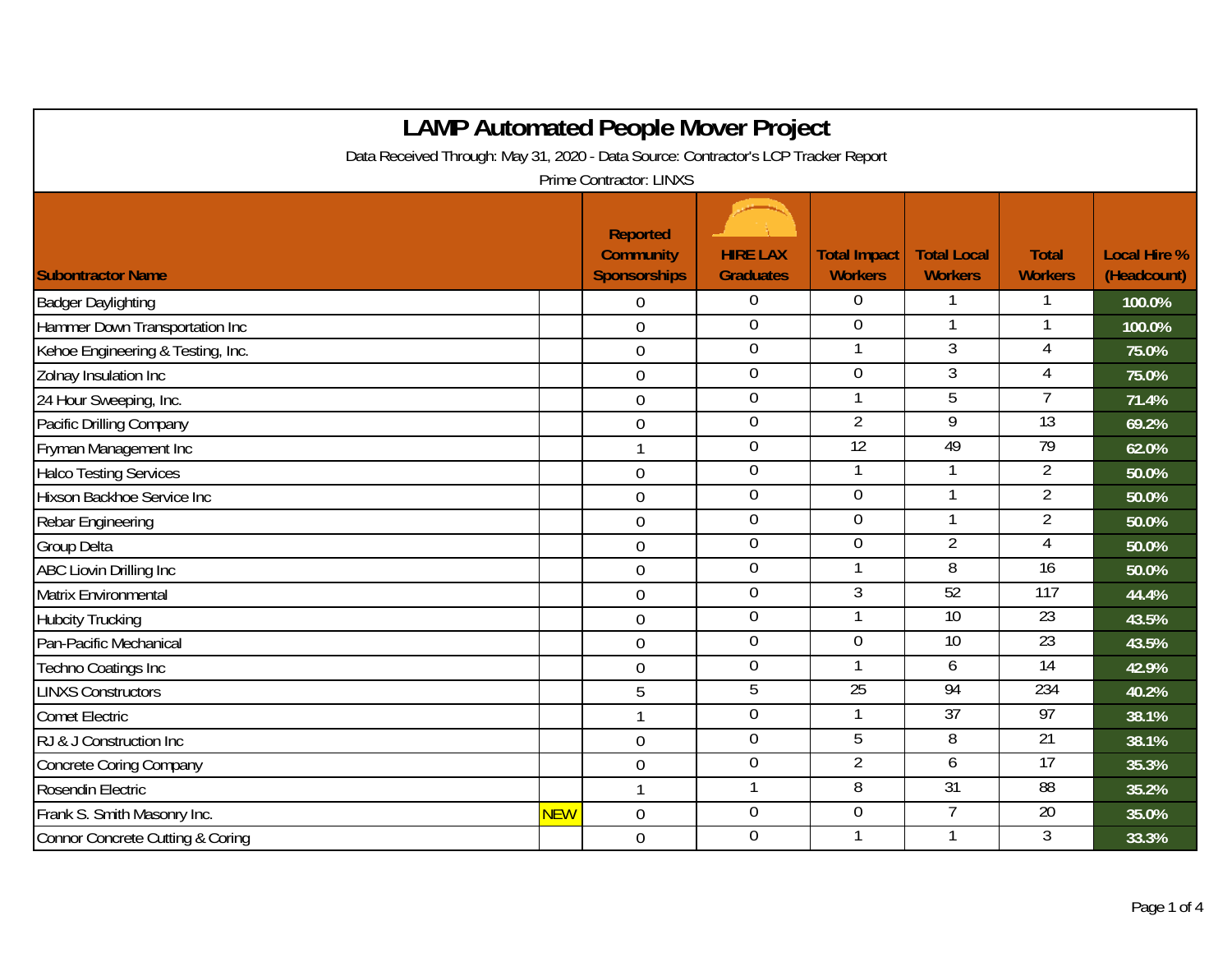# LAMP Automated People Mover Project

Data Received Through: May 31, 2020 - Data Source: Contractor's LCP Tracker Report

Prime Contractor: LINXS

| Subcontractor Name | | Reported Community Sponsorships | HIRE LAX Graduates | Total Impact Workers | Total Local Workers | Total Workers | Local Hire % (Headcount) |
|---|---|---|---|---|---|---|---|
| Badger Daylighting | | 0 | 0 | 0 | 1 | 1 | 100.0% |
| Hammer Down Transportation Inc | | 0 | 0 | 0 | 1 | 1 | 100.0% |
| Kehoe Engineering & Testing, Inc. | | 0 | 0 | 1 | 3 | 4 | 75.0% |
| Zolnay Insulation Inc | | 0 | 0 | 0 | 3 | 4 | 75.0% |
| 24 Hour Sweeping, Inc. | | 0 | 0 | 1 | 5 | 7 | 71.4% |
| Pacific Drilling Company | | 0 | 0 | 2 | 9 | 13 | 69.2% |
| Fryman Management Inc | | 1 | 0 | 12 | 49 | 79 | 62.0% |
| Halco Testing Services | | 0 | 0 | 1 | 1 | 2 | 50.0% |
| Hixson Backhoe Service Inc | | 0 | 0 | 0 | 1 | 2 | 50.0% |
| Rebar Engineering | | 0 | 0 | 0 | 1 | 2 | 50.0% |
| Group Delta | | 0 | 0 | 0 | 2 | 4 | 50.0% |
| ABC Liovin Drilling Inc | | 0 | 0 | 1 | 8 | 16 | 50.0% |
| Matrix Environmental | | 0 | 0 | 3 | 52 | 117 | 44.4% |
| Hubcity Trucking | | 0 | 0 | 1 | 10 | 23 | 43.5% |
| Pan-Pacific Mechanical | | 0 | 0 | 0 | 10 | 23 | 43.5% |
| Techno Coatings Inc | | 0 | 0 | 1 | 6 | 14 | 42.9% |
| LINXS Constructors | | 5 | 5 | 25 | 94 | 234 | 40.2% |
| Comet Electric | | 1 | 0 | 1 | 37 | 97 | 38.1% |
| RJ & J Construction Inc | | 0 | 0 | 5 | 8 | 21 | 38.1% |
| Concrete Coring Company | | 0 | 0 | 2 | 6 | 17 | 35.3% |
| Rosendin Electric | | 1 | 1 | 8 | 31 | 88 | 35.2% |
| Frank S. Smith Masonry Inc. | NEW | 0 | 0 | 0 | 7 | 20 | 35.0% |
| Connor Concrete Cutting & Coring | | 0 | 0 | 1 | 1 | 3 | 33.3% |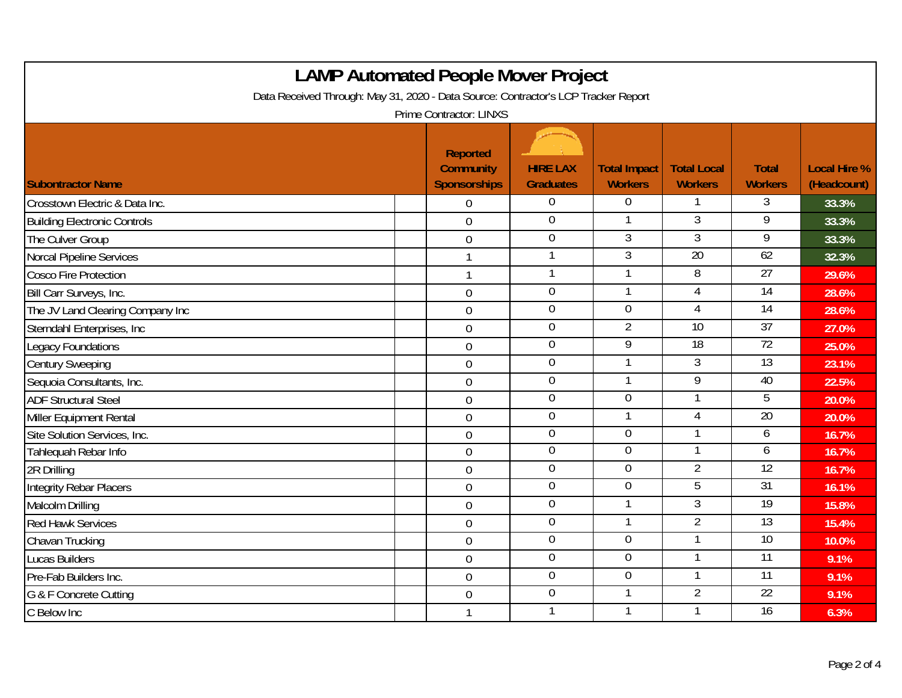# LAMP Automated People Mover Project

Data Received Through: May 31, 2020 - Data Source: Contractor's LCP Tracker Report

Prime Contractor: LINXS

| Subontractor Name | Reported Community Sponsorships | HIRE LAX Graduates | Total Impact Workers | Total Local Workers | Total Workers | Local Hire % (Headcount) |
|---|---|---|---|---|---|---|
| Crosstown Electric & Data Inc. | 0 | 0 | 0 | 1 | 3 | 33.3% |
| Building Electronic Controls | 0 | 0 | 1 | 3 | 9 | 33.3% |
| The Culver Group | 0 | 0 | 3 | 3 | 9 | 33.3% |
| Norcal Pipeline Services | 1 | 1 | 3 | 20 | 62 | 32.3% |
| Cosco Fire Protection | 1 | 1 | 1 | 8 | 27 | 29.6% |
| Bill Carr Surveys, Inc. | 0 | 0 | 1 | 4 | 14 | 28.6% |
| The JV Land Clearing Company Inc | 0 | 0 | 0 | 4 | 14 | 28.6% |
| Sterndahl Enterprises, Inc | 0 | 0 | 2 | 10 | 37 | 27.0% |
| Legacy Foundations | 0 | 0 | 9 | 18 | 72 | 25.0% |
| Century Sweeping | 0 | 0 | 1 | 3 | 13 | 23.1% |
| Sequoia Consultants, Inc. | 0 | 0 | 1 | 9 | 40 | 22.5% |
| ADF Structural Steel | 0 | 0 | 0 | 1 | 5 | 20.0% |
| Miller Equipment Rental | 0 | 0 | 1 | 4 | 20 | 20.0% |
| Site Solution Services, Inc. | 0 | 0 | 0 | 1 | 6 | 16.7% |
| Tahlequah Rebar Info | 0 | 0 | 0 | 1 | 6 | 16.7% |
| 2R Drilling | 0 | 0 | 0 | 2 | 12 | 16.7% |
| Integrity Rebar Placers | 0 | 0 | 0 | 5 | 31 | 16.1% |
| Malcolm Drilling | 0 | 0 | 1 | 3 | 19 | 15.8% |
| Red Hawk Services | 0 | 0 | 1 | 2 | 13 | 15.4% |
| Chavan Trucking | 0 | 0 | 0 | 1 | 10 | 10.0% |
| Lucas Builders | 0 | 0 | 0 | 1 | 11 | 9.1% |
| Pre-Fab Builders Inc. | 0 | 0 | 0 | 1 | 11 | 9.1% |
| G & F Concrete Cutting | 0 | 0 | 1 | 2 | 22 | 9.1% |
| C Below Inc | 1 | 1 | 1 | 1 | 16 | 6.3% |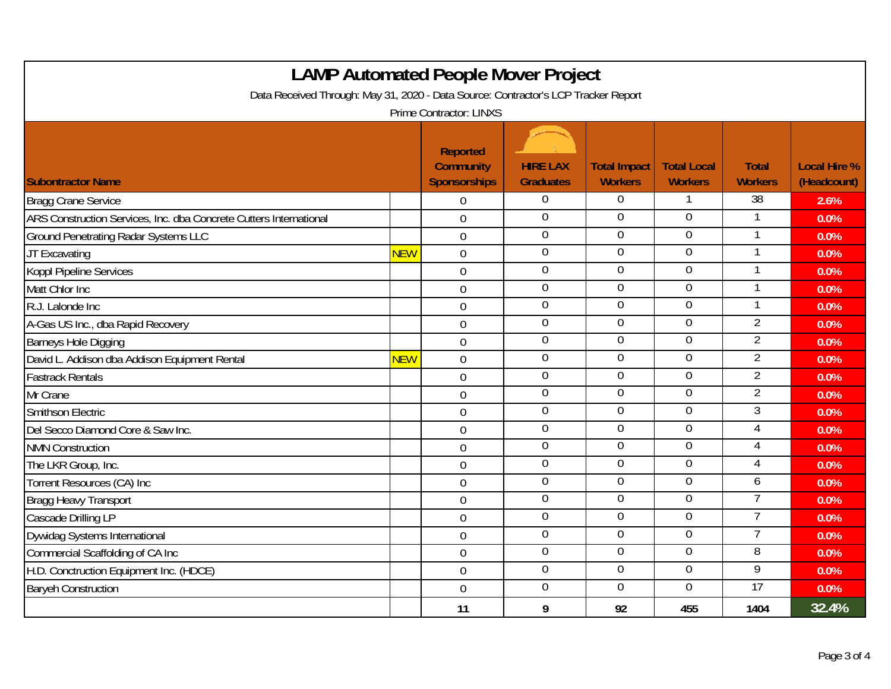# LAMP Automated People Mover Project

Data Received Through: May 31, 2020 - Data Source: Contractor's LCP Tracker Report

Prime Contractor: LINXS

| Subontractor Name | | Reported Community Sponsorships | HIRE LAX Graduates | Total Impact Workers | Total Local Workers | Total Workers | Local Hire % (Headcount) |
|---|---|---|---|---|---|---|---|
| Bragg Crane Service | | 0 | 0 | 0 | 1 | 38 | 2.6% |
| ARS Construction Services, Inc. dba Concrete Cutters International | | 0 | 0 | 0 | 0 | 1 | 0.0% |
| Ground Penetrating Radar Systems LLC | | 0 | 0 | 0 | 0 | 1 | 0.0% |
| JT Excavating | NEW | 0 | 0 | 0 | 0 | 1 | 0.0% |
| Koppl Pipeline Services | | 0 | 0 | 0 | 0 | 1 | 0.0% |
| Matt Chlor Inc | | 0 | 0 | 0 | 0 | 1 | 0.0% |
| R.J. Lalonde Inc | | 0 | 0 | 0 | 0 | 1 | 0.0% |
| A-Gas US Inc., dba Rapid Recovery | | 0 | 0 | 0 | 0 | 2 | 0.0% |
| Barneys Hole Digging | | 0 | 0 | 0 | 0 | 2 | 0.0% |
| David L. Addison dba Addison Equipment Rental | NEW | 0 | 0 | 0 | 0 | 2 | 0.0% |
| Fastrack Rentals | | 0 | 0 | 0 | 0 | 2 | 0.0% |
| Mr Crane | | 0 | 0 | 0 | 0 | 2 | 0.0% |
| Smithson Electric | | 0 | 0 | 0 | 0 | 3 | 0.0% |
| Del Secco Diamond Core & Saw Inc. | | 0 | 0 | 0 | 0 | 4 | 0.0% |
| NMN Construction | | 0 | 0 | 0 | 0 | 4 | 0.0% |
| The LKR Group, Inc. | | 0 | 0 | 0 | 0 | 4 | 0.0% |
| Torrent Resources (CA) Inc | | 0 | 0 | 0 | 0 | 6 | 0.0% |
| Bragg Heavy Transport | | 0 | 0 | 0 | 0 | 7 | 0.0% |
| Cascade Drilling LP | | 0 | 0 | 0 | 0 | 7 | 0.0% |
| Dywidag Systems International | | 0 | 0 | 0 | 0 | 7 | 0.0% |
| Commercial Scaffolding of CA Inc | | 0 | 0 | 0 | 0 | 8 | 0.0% |
| H.D. Conctruction Equipment Inc. (HDCE) | | 0 | 0 | 0 | 0 | 9 | 0.0% |
| Baryeh Construction | | 0 | 0 | 0 | 0 | 17 | 0.0% |
| | | 11 | 9 | 92 | 455 | 1404 | 32.4% |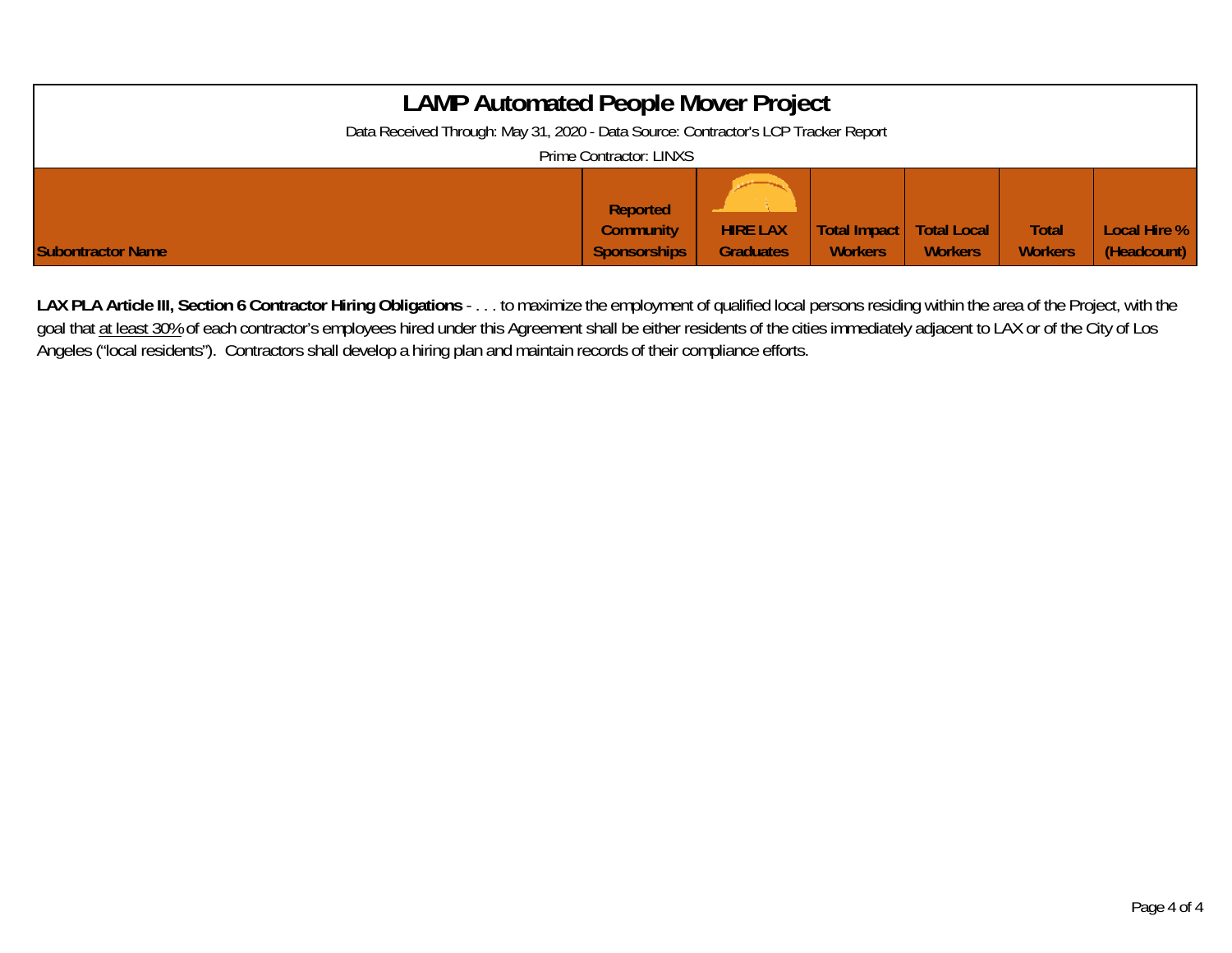# LAMP Automated People Mover Project

Data Received Through: May 31, 2020 - Data Source: Contractor's LCP Tracker Report

Prime Contractor: LINXS

| Subontractor Name | Reported Community Sponsorships | HIRE LAX Graduates | Total Impact Workers | Total Local Workers | Total Workers | Local Hire % (Headcount) |
|---|---|---|---|---|---|---|

**LAX PLA Article III, Section 6 Contractor Hiring Obligations** - . . . to maximize the employment of qualified local persons residing within the area of the Project, with the goal that at least 30% of each contractor's employees hired under this Agreement shall be either residents of the cities immediately adjacent to LAX or of the City of Los Angeles ("local residents"). Contractors shall develop a hiring plan and maintain records of their compliance efforts.